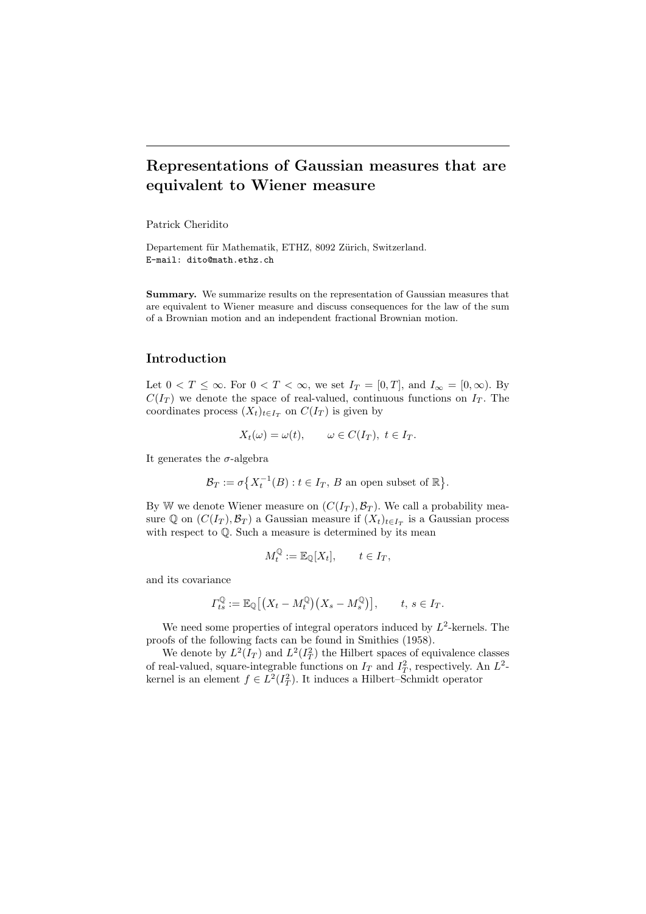# Representations of Gaussian measures that are equivalent to Wiener measure

Patrick Cheridito

Departement für Mathematik, ETHZ, 8092 Zürich, Switzerland.  
E-mail: `dito@math.ethz.ch`

**Summary.** We summarize results on the representation of Gaussian measures that are equivalent to Wiener measure and discuss consequences for the law of the sum of a Brownian motion and an independent fractional Brownian motion.

## Introduction

Let $0 < T \leq \infty$. For $0 < T < \infty$, we set $I_T = [0,T]$, and $I_\infty = [0,\infty)$. By $C(I_T)$ we denote the space of real-valued, continuous functions on $I_T$. The coordinates process $(X_t)_{t \in I_T}$ on $C(I_T)$ is given by

$$X_t(\omega) = \omega(t), \qquad \omega \in C(I_T),\ t \in I_T.$$

It generates the $\sigma$-algebra

$$\mathcal{B}_T := \sigma\left\{X_t^{-1}(B) : t \in I_T,\ B \text{ an open subset of } \mathbb{R}\right\}.$$

By $\mathbb{W}$ we denote Wiener measure on $(C(I_T), \mathcal{B}_T)$. We call a probability measure $\mathbb{Q}$ on $(C(I_T), \mathcal{B}_T)$ a Gaussian measure if $(X_t)_{t \in I_T}$ is a Gaussian process with respect to $\mathbb{Q}$. Such a measure is determined by its mean

$$M_t^{\mathbb{Q}} := \mathbb{E}_{\mathbb{Q}}[X_t], \qquad t \in I_T,$$

and its covariance

$$\Gamma_{ts}^{\mathbb{Q}} := \mathbb{E}_{\mathbb{Q}}\left[\left(X_t - M_t^{\mathbb{Q}}\right)\left(X_s - M_s^{\mathbb{Q}}\right)\right], \qquad t,\, s \in I_T.$$

We need some properties of integral operators induced by $L^2$-kernels. The proofs of the following facts can be found in Smithies (1958).

We denote by $L^2(I_T)$ and $L^2(I_T^2)$ the Hilbert spaces of equivalence classes of real-valued, square-integrable functions on $I_T$ and $I_T^2$, respectively. An $L^2$-kernel is an element $f \in L^2(I_T^2)$. It induces a Hilbert–Schmidt operator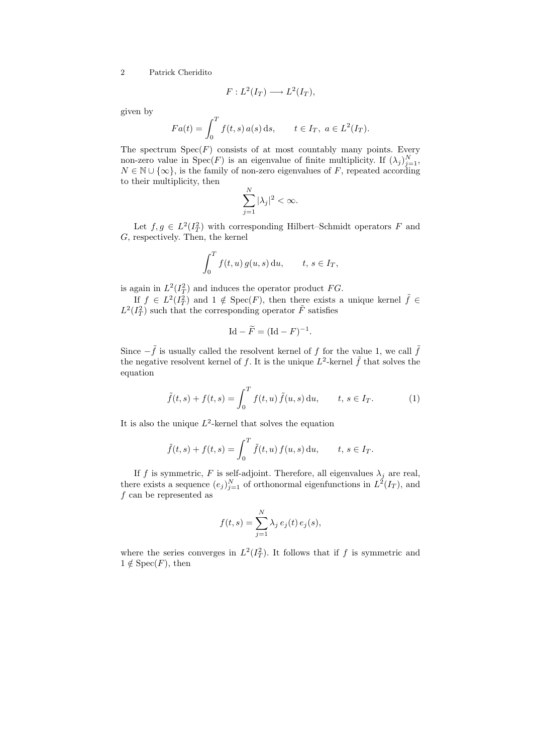$$F : L^2(I_T) \longrightarrow L^2(I_T),$$

given by

$$Fa(t) = \int_0^T f(t,s)\, a(s)\, \mathrm{d}s, \qquad t \in I_T,\ a \in L^2(I_T).$$

The spectrum $\mathrm{Spec}(F)$ consists of at most countably many points. Every non-zero value in $\mathrm{Spec}(F)$ is an eigenvalue of finite multiplicity. If $(\lambda_j)_{j=1}^N$, $N \in \mathbb{N} \cup \{\infty\}$, is the family of non-zero eigenvalues of $F$, repeated according to their multiplicity, then

$$\sum_{j=1}^N |\lambda_j|^2 < \infty.$$

Let $f, g \in L^2(I_T^2)$ with corresponding Hilbert–Schmidt operators $F$ and $G$, respectively. Then, the kernel

$$\int_0^T f(t,u)\, g(u,s)\, \mathrm{d}u, \qquad t,\, s \in I_T,$$

is again in $L^2(I_T^2)$ and induces the operator product $FG$.

If $f \in L^2(I_T^2)$ and $1 \notin \mathrm{Spec}(F)$, then there exists a unique kernel $\tilde{f} \in L^2(I_T^2)$ such that the corresponding operator $\tilde{F}$ satisfies

$$\mathrm{Id} - \widetilde{F} = (\mathrm{Id} - F)^{-1}.$$

Since $-\tilde{f}$ is usually called the resolvent kernel of $f$ for the value 1, we call $\tilde{f}$ the negative resolvent kernel of $f$. It is the unique $L^2$-kernel $\tilde{f}$ that solves the equation

$$\tilde{f}(t,s) + f(t,s) = \int_0^T f(t,u)\, \tilde{f}(u,s)\, \mathrm{d}u, \qquad t,\, s \in I_T. \tag{1}$$

It is also the unique $L^2$-kernel that solves the equation

$$\tilde{f}(t,s) + f(t,s) = \int_0^T \tilde{f}(t,u)\, f(u,s)\, \mathrm{d}u, \qquad t,\, s \in I_T.$$

If $f$ is symmetric, $F$ is self-adjoint. Therefore, all eigenvalues $\lambda_j$ are real, there exists a sequence $(e_j)_{j=1}^N$ of orthonormal eigenfunctions in $L^2(I_T)$, and $f$ can be represented as

$$f(t,s) = \sum_{j=1}^N \lambda_j\, e_j(t)\, e_j(s),$$

where the series converges in $L^2(I_T^2)$. It follows that if $f$ is symmetric and $1 \notin \mathrm{Spec}(F)$, then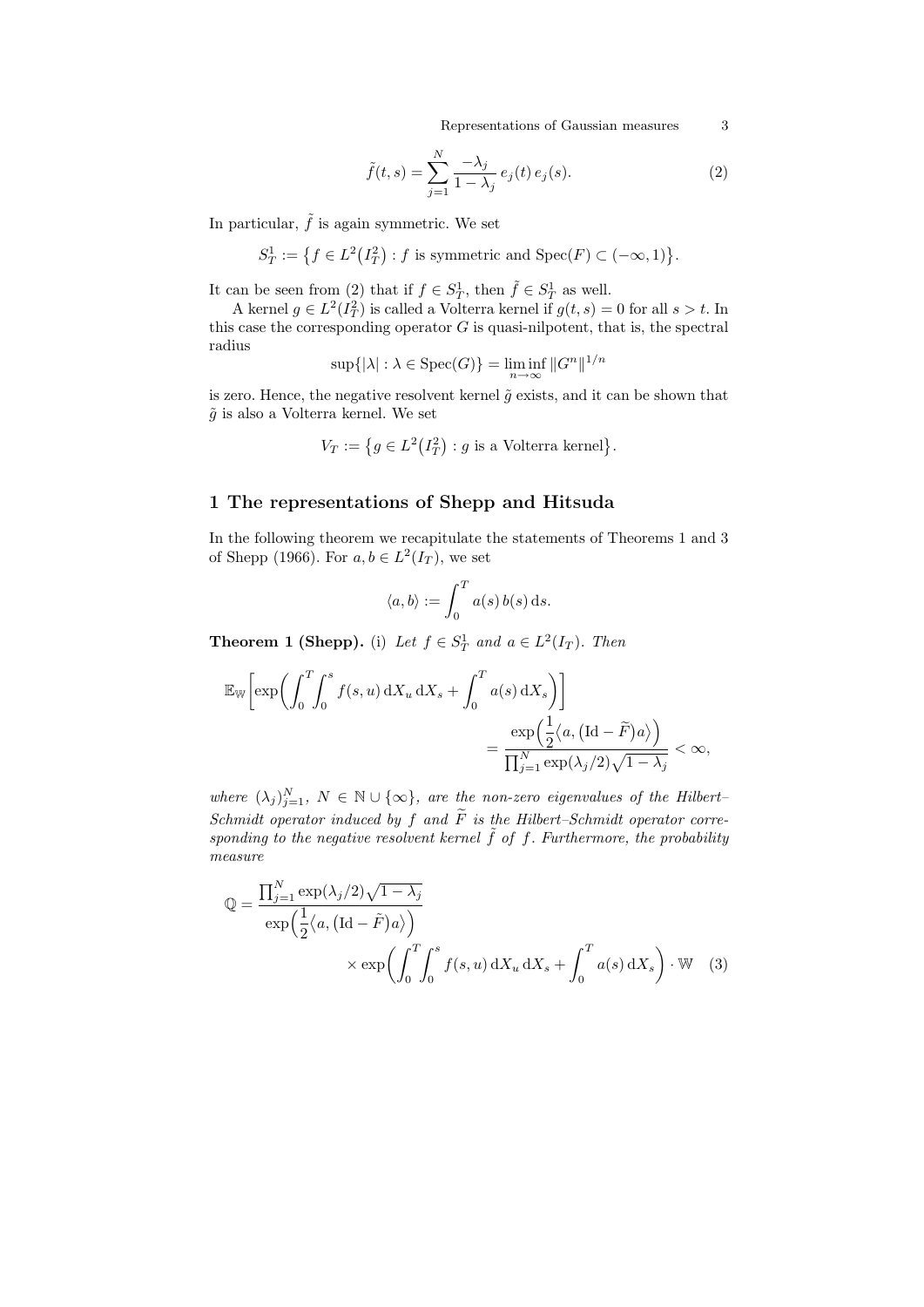$$\tilde{f}(t,s) = \sum_{j=1}^{N} \frac{-\lambda_j}{1-\lambda_j}\, e_j(t)\, e_j(s). \tag{2}$$

In particular, $\tilde{f}$ is again symmetric. We set

$$S_T^1 := \big\{ f \in L^2\big(I_T^2\big) : f \text{ is symmetric and } \operatorname{Spec}(F) \subset (-\infty, 1) \big\}.$$

It can be seen from (2) that if $f \in S_T^1$, then $\tilde{f} \in S_T^1$ as well.

A kernel $g \in L^2(I_T^2)$ is called a Volterra kernel if $g(t,s) = 0$ for all $s > t$. In this case the corresponding operator $G$ is quasi-nilpotent, that is, the spectral radius

$$\sup\{|\lambda| : \lambda \in \operatorname{Spec}(G)\} = \liminf_{n\to\infty} \|G^n\|^{1/n}$$

is zero. Hence, the negative resolvent kernel $\tilde{g}$ exists, and it can be shown that $\tilde{g}$ is also a Volterra kernel. We set

$$V_T := \big\{ g \in L^2\big(I_T^2\big) : g \text{ is a Volterra kernel} \big\}.$$

## 1 The representations of Shepp and Hitsuda

In the following theorem we recapitulate the statements of Theorems 1 and 3 of Shepp (1966). For $a, b \in L^2(I_T)$, we set

$$\langle a, b \rangle := \int_0^T a(s)\, b(s)\, \mathrm{d}s.$$

**Theorem 1 (Shepp).** (i) *Let $f \in S_T^1$ and $a \in L^2(I_T)$. Then*

$$\mathbb{E}_{\mathbb{W}}\bigg[\exp\bigg(\int_0^T\!\!\int_0^s f(s,u)\,\mathrm{d}X_u\,\mathrm{d}X_s + \int_0^T a(s)\,\mathrm{d}X_s\bigg)\bigg] = \frac{\exp\Big(\frac{1}{2}\big\langle a, \big(\mathrm{Id} - \widetilde{F}\big)a\big\rangle\Big)}{\prod_{j=1}^N \exp(\lambda_j/2)\sqrt{1-\lambda_j}} < \infty,$$

*where $(\lambda_j)_{j=1}^N$, $N \in \mathbb{N} \cup \{\infty\}$, are the non-zero eigenvalues of the Hilbert–Schmidt operator induced by $f$ and $\widetilde{F}$ is the Hilbert–Schmidt operator corresponding to the negative resolvent kernel $\tilde{f}$ of $f$. Furthermore, the probability measure*

$$\mathbb{Q} = \frac{\prod_{j=1}^N \exp(\lambda_j/2)\sqrt{1-\lambda_j}}{\exp\Big(\frac{1}{2}\big\langle a, \big(\mathrm{Id} - \tilde{F}\big)a\big\rangle\Big)} \times \exp\bigg(\int_0^T\!\!\int_0^s f(s,u)\,\mathrm{d}X_u\,\mathrm{d}X_s + \int_0^T a(s)\,\mathrm{d}X_s\bigg) \cdot \mathbb{W} \tag{3}$$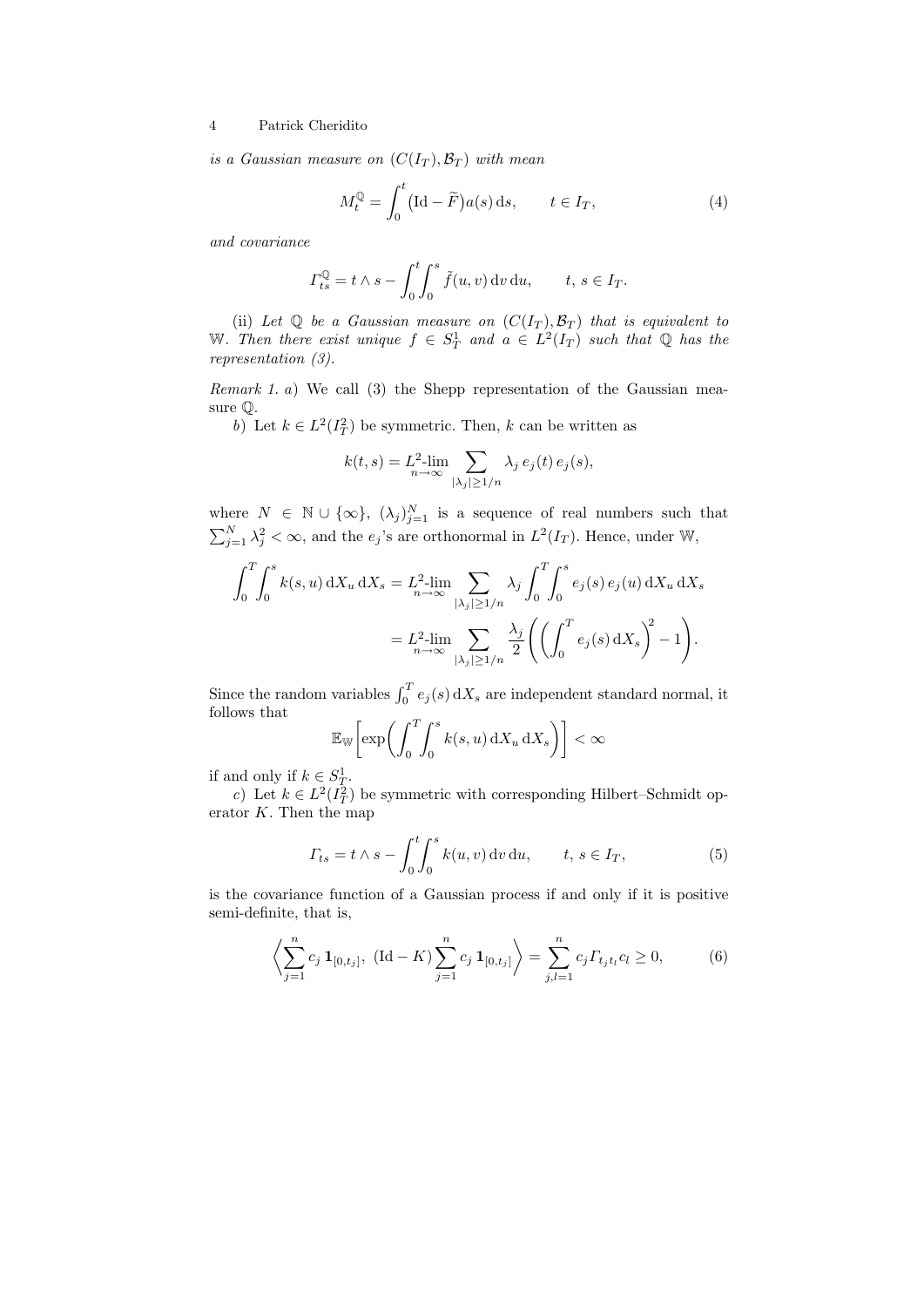*is a Gaussian measure on* $(C(I_T), \mathcal{B}_T)$ *with mean*

$$M_t^{\mathbb{Q}} = \int_0^t \big(\mathrm{Id} - \widetilde{F}\big) a(s)\, \mathrm{d}s, \qquad t \in I_T, \tag{4}$$

*and covariance*

$$\Gamma_{ts}^{\mathbb{Q}} = t \wedge s - \int_0^t \int_0^s \tilde{f}(u,v)\, \mathrm{d}v\, \mathrm{d}u, \qquad t,\, s \in I_T.$$

(ii) *Let* $\mathbb{Q}$ *be a Gaussian measure on* $(C(I_T), \mathcal{B}_T)$ *that is equivalent to* $\mathbb{W}$. *Then there exist unique* $f \in S_T^1$ *and* $a \in L^2(I_T)$ *such that* $\mathbb{Q}$ *has the representation (3).*

*Remark 1. a*) We call (3) the Shepp representation of the Gaussian measure $\mathbb{Q}$.

*b*) Let $k \in L^2(I_T^2)$ be symmetric. Then, $k$ can be written as

$$k(t,s) = L^2\text{-}\lim_{n \to \infty} \sum_{|\lambda_j| \geq 1/n} \lambda_j\, e_j(t)\, e_j(s),$$

where $N \in \mathbb{N} \cup \{\infty\}$, $(\lambda_j)_{j=1}^N$ is a sequence of real numbers such that $\sum_{j=1}^N \lambda_j^2 < \infty$, and the $e_j$'s are orthonormal in $L^2(I_T)$. Hence, under $\mathbb{W}$,

$$\begin{aligned}
\int_0^T \int_0^s k(s,u)\, \mathrm{d}X_u\, \mathrm{d}X_s &= L^2\text{-}\lim_{n \to \infty} \sum_{|\lambda_j| \geq 1/n} \lambda_j \int_0^T \int_0^s e_j(s)\, e_j(u)\, \mathrm{d}X_u\, \mathrm{d}X_s \\
&= L^2\text{-}\lim_{n \to \infty} \sum_{|\lambda_j| \geq 1/n} \frac{\lambda_j}{2} \left( \left( \int_0^T e_j(s)\, \mathrm{d}X_s \right)^2 - 1 \right).
\end{aligned}$$

Since the random variables $\int_0^T e_j(s)\, \mathrm{d}X_s$ are independent standard normal, it follows that

$$\mathbb{E}_{\mathbb{W}}\left[ \exp\left( \int_0^T \int_0^s k(s,u)\, \mathrm{d}X_u\, \mathrm{d}X_s \right) \right] < \infty$$

if and only if $k \in S_T^1$.

*c*) Let $k \in L^2(I_T^2)$ be symmetric with corresponding Hilbert–Schmidt operator $K$. Then the map

$$\Gamma_{ts} = t \wedge s - \int_0^t \int_0^s k(u,v)\, \mathrm{d}v\, \mathrm{d}u, \qquad t,\, s \in I_T, \tag{5}$$

is the covariance function of a Gaussian process if and only if it is positive semi-definite, that is,

$$\left\langle \sum_{j=1}^n c_j\, \mathbf{1}_{[0,t_j]},\ (\mathrm{Id} - K) \sum_{j=1}^n c_j\, \mathbf{1}_{[0,t_j]} \right\rangle = \sum_{j,l=1}^n c_j \Gamma_{t_j t_l} c_l \geq 0, \tag{6}$$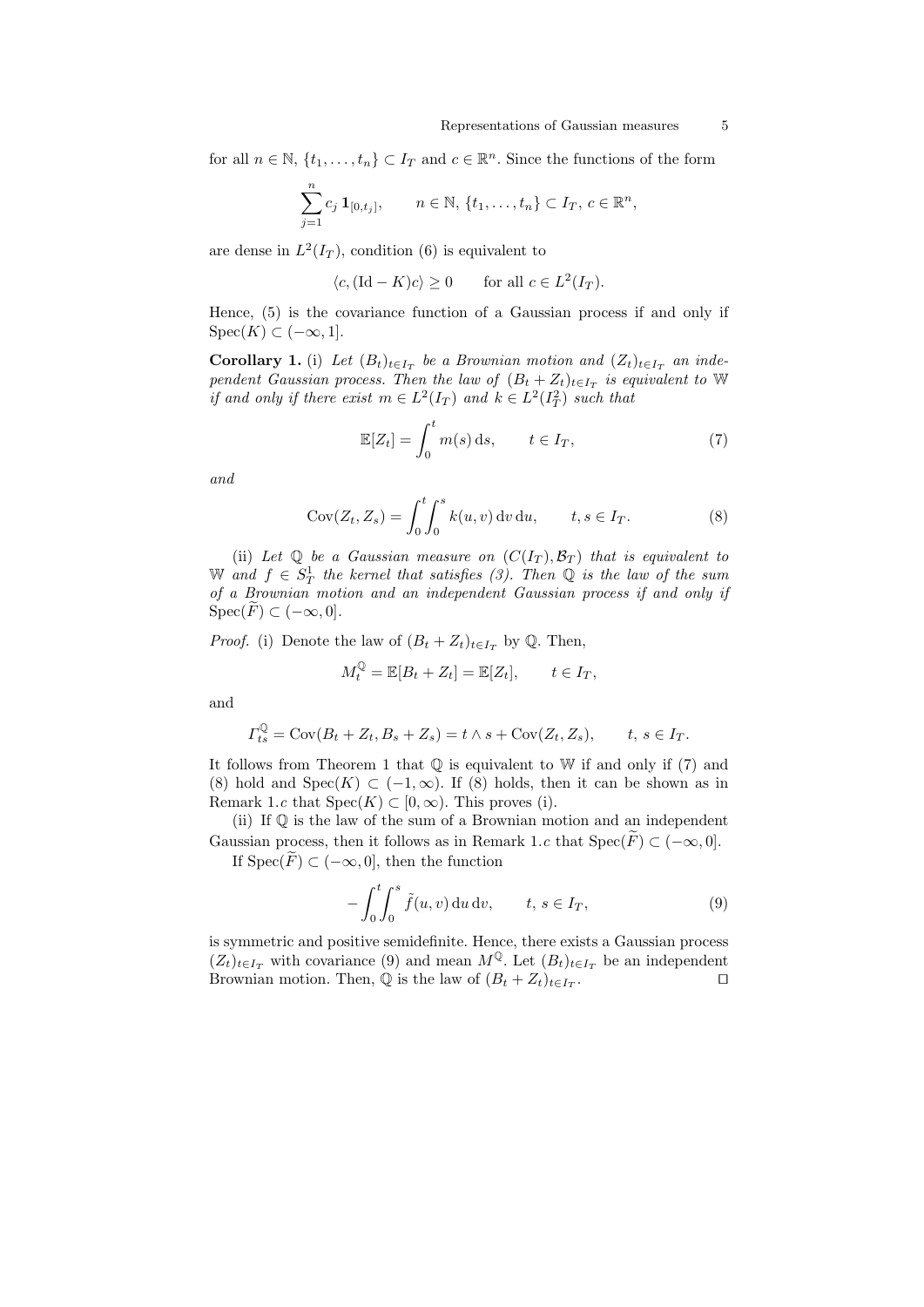for all $n \in \mathbb{N}$, $\{t_1, \dots, t_n\} \subset I_T$ and $c \in \mathbb{R}^n$. Since the functions of the form

$$\sum_{j=1}^{n} c_j \, \mathbf{1}_{[0,t_j]}, \qquad n \in \mathbb{N}, \, \{t_1, \dots, t_n\} \subset I_T, \, c \in \mathbb{R}^n,$$

are dense in $L^2(I_T)$, condition (6) is equivalent to

$$\langle c, (\mathrm{Id} - K)c \rangle \geq 0 \qquad \text{for all } c \in L^2(I_T).$$

Hence, (5) is the covariance function of a Gaussian process if and only if $\mathrm{Spec}(K) \subset (-\infty, 1]$.

**Corollary 1.** (i) *Let $(B_t)_{t \in I_T}$ be a Brownian motion and $(Z_t)_{t \in I_T}$ an independent Gaussian process. Then the law of $(B_t + Z_t)_{t \in I_T}$ is equivalent to $\mathbb{W}$ if and only if there exist $m \in L^2(I_T)$ and $k \in L^2(I_T^2)$ such that*

$$\mathbb{E}[Z_t] = \int_0^t m(s) \, \mathrm{d}s, \qquad t \in I_T, \tag{7}$$

*and*

$$\mathrm{Cov}(Z_t, Z_s) = \int_0^t \int_0^s k(u, v) \, \mathrm{d}v \, \mathrm{d}u, \qquad t, s \in I_T. \tag{8}$$

(ii) *Let $\mathbb{Q}$ be a Gaussian measure on $(C(I_T), \mathcal{B}_T)$ that is equivalent to $\mathbb{W}$ and $f \in S_T^1$ the kernel that satisfies (3). Then $\mathbb{Q}$ is the law of the sum of a Brownian motion and an independent Gaussian process if and only if $\mathrm{Spec}(\widetilde{F}) \subset (-\infty, 0]$.*

*Proof.* (i) Denote the law of $(B_t + Z_t)_{t \in I_T}$ by $\mathbb{Q}$. Then,

$$M_t^{\mathbb{Q}} = \mathbb{E}[B_t + Z_t] = \mathbb{E}[Z_t], \qquad t \in I_T,$$

and

$$\Gamma_{ts}^{\mathbb{Q}} = \mathrm{Cov}(B_t + Z_t, B_s + Z_s) = t \wedge s + \mathrm{Cov}(Z_t, Z_s), \qquad t, \, s \in I_T.$$

It follows from Theorem 1 that $\mathbb{Q}$ is equivalent to $\mathbb{W}$ if and only if (7) and (8) hold and $\mathrm{Spec}(K) \subset (-1, \infty)$. If (8) holds, then it can be shown as in Remark 1.*c* that $\mathrm{Spec}(K) \subset [0, \infty)$. This proves (i).

(ii) If $\mathbb{Q}$ is the law of the sum of a Brownian motion and an independent Gaussian process, then it follows as in Remark 1.*c* that $\mathrm{Spec}(\widetilde{F}) \subset (-\infty, 0]$.

If $\mathrm{Spec}(\widetilde{F}) \subset (-\infty, 0]$, then the function

$$-\int_0^t \int_0^s \tilde{f}(u, v) \, \mathrm{d}u \, \mathrm{d}v, \qquad t, \, s \in I_T, \tag{9}$$

is symmetric and positive semidefinite. Hence, there exists a Gaussian process $(Z_t)_{t \in I_T}$ with covariance (9) and mean $M^{\mathbb{Q}}$. Let $(B_t)_{t \in I_T}$ be an independent Brownian motion. Then, $\mathbb{Q}$ is the law of $(B_t + Z_t)_{t \in I_T}$. $\square$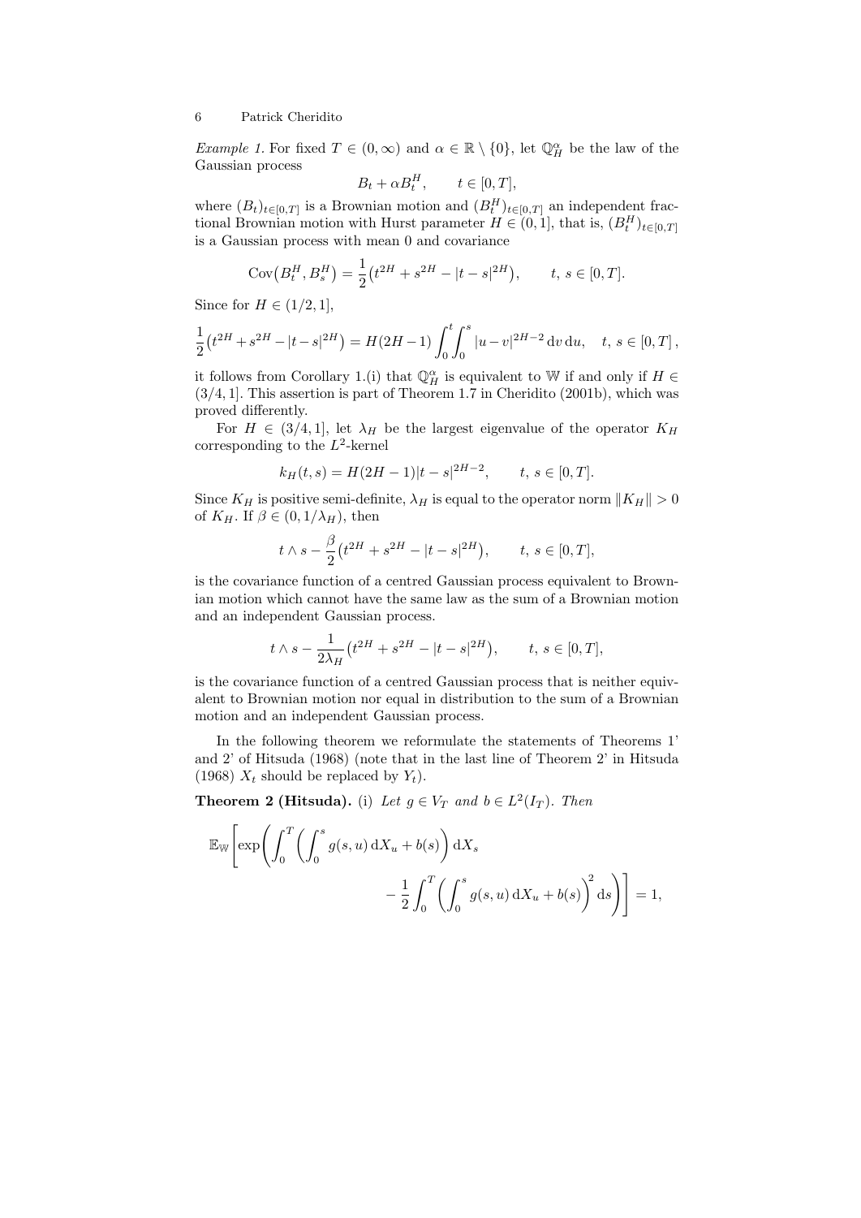*Example 1.* For fixed $T \in (0,\infty)$ and $\alpha \in \mathbb{R} \setminus \{0\}$, let $\mathbb{Q}_H^\alpha$ be the law of the Gaussian process

$$B_t + \alpha B_t^H, \qquad t \in [0,T],$$

where $(B_t)_{t\in[0,T]}$ is a Brownian motion and $(B_t^H)_{t\in[0,T]}$ an independent fractional Brownian motion with Hurst parameter $H \in (0,1]$, that is, $(B_t^H)_{t\in[0,T]}$ is a Gaussian process with mean 0 and covariance

$$\operatorname{Cov}\big(B_t^H, B_s^H\big) = \frac{1}{2}\big(t^{2H} + s^{2H} - |t-s|^{2H}\big), \qquad t,\, s \in [0,T].$$

Since for $H \in (1/2, 1]$,

$$\frac{1}{2}\big(t^{2H} + s^{2H} - |t-s|^{2H}\big) = H(2H-1)\int_0^t\int_0^s |u-v|^{2H-2}\,\mathrm{d}v\,\mathrm{d}u, \quad t,\, s \in [0,T]\,,$$

it follows from Corollary 1.(i) that $\mathbb{Q}_H^\alpha$ is equivalent to $\mathbb{W}$ if and only if $H \in (3/4, 1]$. This assertion is part of Theorem 1.7 in Cheridito (2001b), which was proved differently.

For $H \in (3/4, 1]$, let $\lambda_H$ be the largest eigenvalue of the operator $K_H$ corresponding to the $L^2$-kernel

$$k_H(t,s) = H(2H-1)|t-s|^{2H-2}, \qquad t,\, s \in [0,T].$$

Since $K_H$ is positive semi-definite, $\lambda_H$ is equal to the operator norm $\|K_H\| > 0$ of $K_H$. If $\beta \in (0, 1/\lambda_H)$, then

$$t \wedge s - \frac{\beta}{2}\big(t^{2H} + s^{2H} - |t-s|^{2H}\big), \qquad t,\, s \in [0,T],$$

is the covariance function of a centred Gaussian process equivalent to Brownian motion which cannot have the same law as the sum of a Brownian motion and an independent Gaussian process.

$$t \wedge s - \frac{1}{2\lambda_H}\big(t^{2H} + s^{2H} - |t-s|^{2H}\big), \qquad t,\, s \in [0,T],$$

is the covariance function of a centred Gaussian process that is neither equivalent to Brownian motion nor equal in distribution to the sum of a Brownian motion and an independent Gaussian process.

In the following theorem we reformulate the statements of Theorems 1' and 2' of Hitsuda (1968) (note that in the last line of Theorem 2' in Hitsuda (1968) $X_t$ should be replaced by $Y_t$).

**Theorem 2 (Hitsuda).** (i) *Let $g \in V_T$ and $b \in L^2(I_T)$. Then*

$$\mathbb{E}_{\mathbb{W}}\Bigg[\exp\Bigg(\int_0^T\bigg(\int_0^s g(s,u)\,\mathrm{d}X_u + b(s)\bigg)\,\mathrm{d}X_s - \frac{1}{2}\int_0^T\bigg(\int_0^s g(s,u)\,\mathrm{d}X_u + b(s)\bigg)^2\mathrm{d}s\Bigg)\Bigg] = 1,$$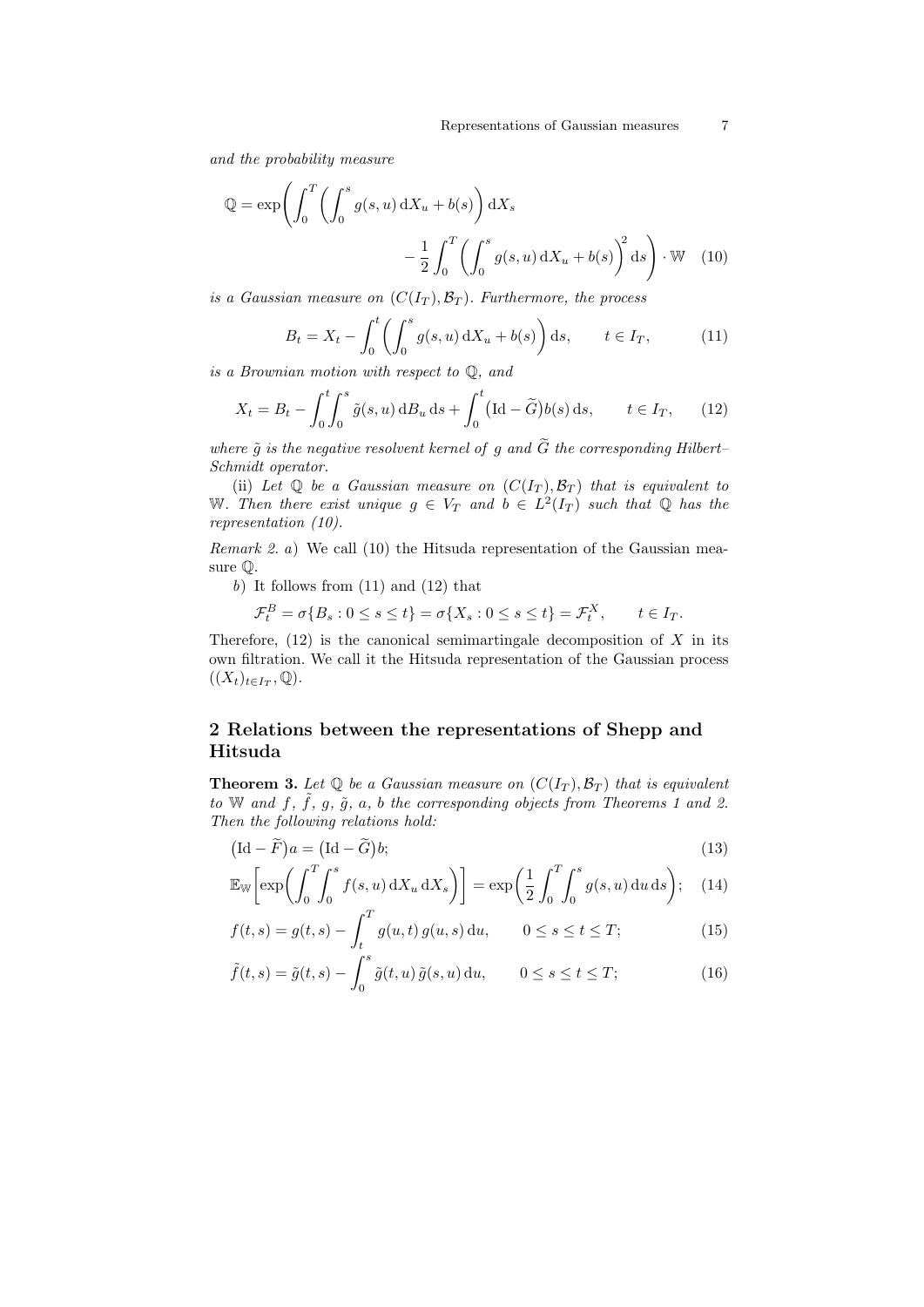*and the probability measure*

$$\mathbb{Q} = \exp\Bigg( \int_0^T \bigg( \int_0^s g(s,u)\,\mathrm{d}X_u + b(s) \bigg)\,\mathrm{d}X_s - \frac{1}{2} \int_0^T \bigg( \int_0^s g(s,u)\,\mathrm{d}X_u + b(s) \bigg)^2 \mathrm{d}s \Bigg) \cdot \mathbb{W} \tag{10}$$

*is a Gaussian measure on* $(C(I_T), \mathcal{B}_T)$*. Furthermore, the process*

$$B_t = X_t - \int_0^t \bigg( \int_0^s g(s,u)\,\mathrm{d}X_u + b(s) \bigg)\,\mathrm{d}s, \qquad t \in I_T, \tag{11}$$

*is a Brownian motion with respect to* $\mathbb{Q}$*, and*

$$X_t = B_t - \int_0^t \int_0^s \tilde{g}(s,u)\,\mathrm{d}B_u\,\mathrm{d}s + \int_0^t \big(\mathrm{Id} - \widetilde{G}\big) b(s)\,\mathrm{d}s, \qquad t \in I_T, \tag{12}$$

*where* $\tilde{g}$ *is the negative resolvent kernel of* $g$ *and* $\widetilde{G}$ *the corresponding Hilbert–Schmidt operator.*

(ii) *Let* $\mathbb{Q}$ *be a Gaussian measure on* $(C(I_T), \mathcal{B}_T)$ *that is equivalent to* $\mathbb{W}$*. Then there exist unique* $g \in V_T$ *and* $b \in L^2(I_T)$ *such that* $\mathbb{Q}$ *has the representation (10).*

*Remark 2. a*) We call (10) the Hitsuda representation of the Gaussian measure $\mathbb{Q}$.

*b*) It follows from (11) and (12) that

$$\mathcal{F}_t^B = \sigma\{B_s : 0 \le s \le t\} = \sigma\{X_s : 0 \le s \le t\} = \mathcal{F}_t^X, \qquad t \in I_T.$$

Therefore, (12) is the canonical semimartingale decomposition of $X$ in its own filtration. We call it the Hitsuda representation of the Gaussian process $((X_t)_{t \in I_T}, \mathbb{Q})$.

## 2 Relations between the representations of Shepp and Hitsuda

**Theorem 3.** *Let* $\mathbb{Q}$ *be a Gaussian measure on* $(C(I_T), \mathcal{B}_T)$ *that is equivalent to* $\mathbb{W}$ *and* $f$, $\tilde{f}$, $g$, $\tilde{g}$, $a$, $b$ *the corresponding objects from Theorems 1 and 2. Then the following relations hold:*

$$\big(\mathrm{Id} - \widetilde{F}\big) a = \big(\mathrm{Id} - \widetilde{G}\big) b; \tag{13}$$

$$\mathbb{E}_{\mathbb{W}}\bigg[ \exp\bigg( \int_0^T \int_0^s f(s,u)\,\mathrm{d}X_u\,\mathrm{d}X_s \bigg) \bigg] = \exp\bigg( \frac{1}{2} \int_0^T \int_0^s g(s,u)\,\mathrm{d}u\,\mathrm{d}s \bigg); \tag{14}$$

$$f(t,s) = g(t,s) - \int_t^T g(u,t)\,g(u,s)\,\mathrm{d}u, \qquad 0 \le s \le t \le T; \tag{15}$$

$$\tilde{f}(t,s) = \tilde{g}(t,s) - \int_0^s \tilde{g}(t,u)\,\tilde{g}(s,u)\,\mathrm{d}u, \qquad 0 \le s \le t \le T; \tag{16}$$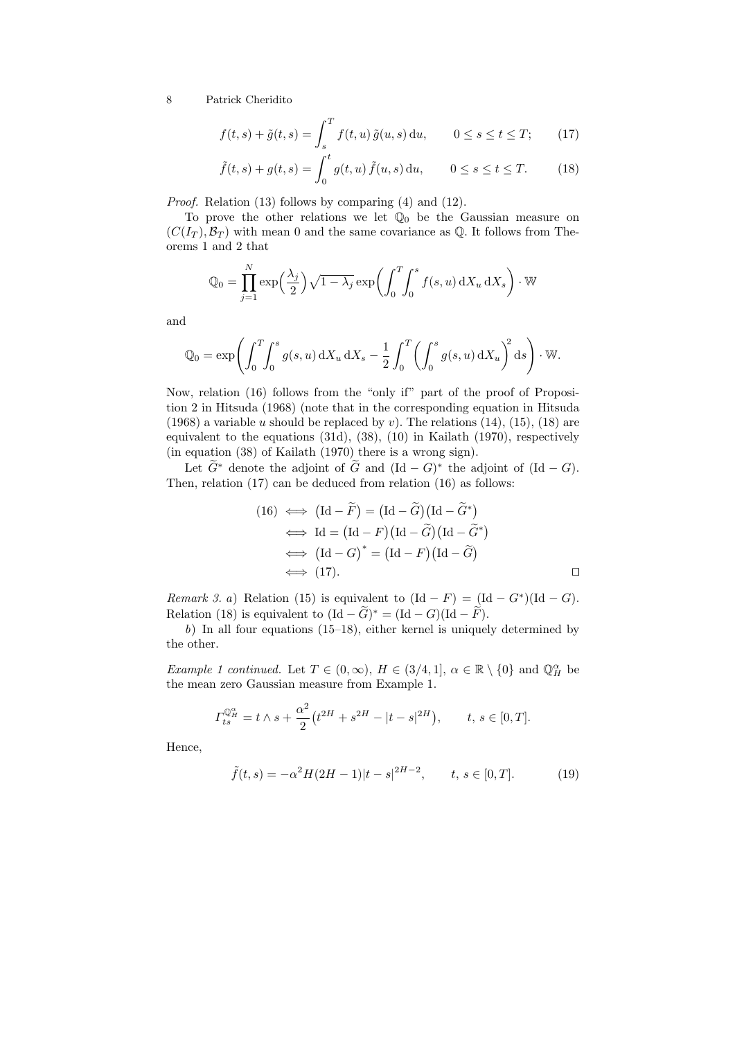$$f(t,s) + \tilde{g}(t,s) = \int_s^T f(t,u)\,\tilde{g}(u,s)\,\mathrm{d}u, \qquad 0 \le s \le t \le T; \tag{17}$$

$$\tilde{f}(t,s) + g(t,s) = \int_0^t g(t,u)\,\tilde{f}(u,s)\,\mathrm{d}u, \qquad 0 \le s \le t \le T. \tag{18}$$

*Proof.* Relation (13) follows by comparing (4) and (12).

To prove the other relations we let $\mathbb{Q}_0$ be the Gaussian measure on $(C(I_T), \mathcal{B}_T)$ with mean 0 and the same covariance as $\mathbb{Q}$. It follows from Theorems 1 and 2 that

$$\mathbb{Q}_0 = \prod_{j=1}^N \exp\Big(\frac{\lambda_j}{2}\Big)\sqrt{1-\lambda_j}\,\exp\bigg(\int_0^T\!\!\int_0^s f(s,u)\,\mathrm{d}X_u\,\mathrm{d}X_s\bigg)\cdot \mathbb{W}$$

and

$$\mathbb{Q}_0 = \exp\Bigg(\int_0^T\!\!\int_0^s g(s,u)\,\mathrm{d}X_u\,\mathrm{d}X_s - \frac{1}{2}\int_0^T\bigg(\int_0^s g(s,u)\,\mathrm{d}X_u\bigg)^2\mathrm{d}s\Bigg)\cdot \mathbb{W}.$$

Now, relation (16) follows from the "only if" part of the proof of Proposition 2 in Hitsuda (1968) (note that in the corresponding equation in Hitsuda (1968) a variable $u$ should be replaced by $v$). The relations (14), (15), (18) are equivalent to the equations (31d), (38), (10) in Kailath (1970), respectively (in equation (38) of Kailath (1970) there is a wrong sign).

Let $\widetilde{G}^*$ denote the adjoint of $\widetilde{G}$ and $(\mathrm{Id}-G)^*$ the adjoint of $(\mathrm{Id}-G)$. Then, relation (17) can be deduced from relation (16) as follows:

$$\begin{aligned}
(16) &\iff \big(\mathrm{Id}-\widetilde{F}\big) = \big(\mathrm{Id}-\widetilde{G}\big)\big(\mathrm{Id}-\widetilde{G}^*\big)\\
&\iff \mathrm{Id} = \big(\mathrm{Id}-F\big)\big(\mathrm{Id}-\widetilde{G}\big)\big(\mathrm{Id}-\widetilde{G}^*\big)\\
&\iff \big(\mathrm{Id}-G\big)^* = \big(\mathrm{Id}-F\big)\big(\mathrm{Id}-\widetilde{G}\big)\\
&\iff (17).
\end{aligned}$$

$\square$

*Remark 3. a*) Relation (15) is equivalent to $(\mathrm{Id}-F) = (\mathrm{Id}-G^*)(\mathrm{Id}-G)$. Relation (18) is equivalent to $(\mathrm{Id}-\widetilde{G})^* = (\mathrm{Id}-G)(\mathrm{Id}-\widetilde{F})$.

*b*) In all four equations (15–18), either kernel is uniquely determined by the other.

*Example 1 continued.* Let $T \in (0,\infty)$, $H \in (3/4, 1]$, $\alpha \in \mathbb{R}\setminus\{0\}$ and $\mathbb{Q}^\alpha_H$ be the mean zero Gaussian measure from Example 1.

$$\Gamma^{\mathbb{Q}^\alpha_H}_{ts} = t \wedge s + \frac{\alpha^2}{2}\big(t^{2H} + s^{2H} - |t-s|^{2H}\big), \qquad t,\, s \in [0,T].$$

Hence,

$$\tilde{f}(t,s) = -\alpha^2 H(2H-1)|t-s|^{2H-2}, \qquad t,\, s \in [0,T]. \tag{19}$$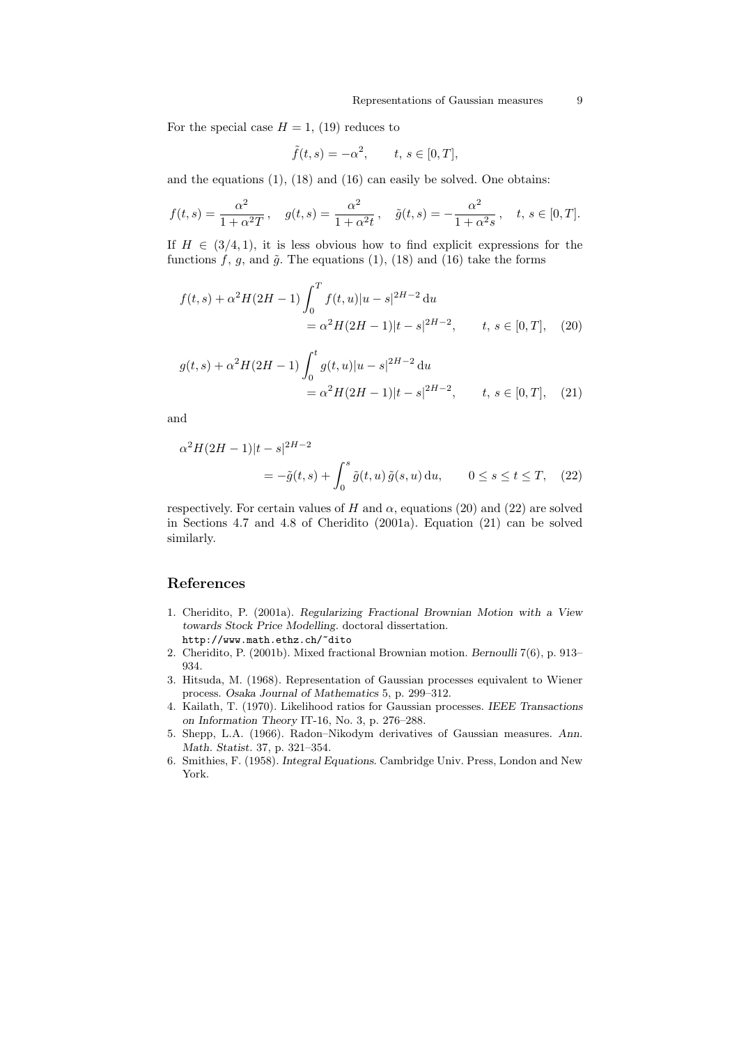For the special case $H = 1$, (19) reduces to

$$\tilde{f}(t,s) = -\alpha^2, \qquad t,\, s \in [0,T],$$

and the equations (1), (18) and (16) can easily be solved. One obtains:

$$f(t,s) = \frac{\alpha^2}{1+\alpha^2 T}\,, \quad g(t,s) = \frac{\alpha^2}{1+\alpha^2 t}\,, \quad \tilde{g}(t,s) = -\frac{\alpha^2}{1+\alpha^2 s}\,, \quad t,\, s \in [0,T].$$

If $H \in (3/4, 1)$, it is less obvious how to find explicit expressions for the functions $f$, $g$, and $\tilde{g}$. The equations (1), (18) and (16) take the forms

$$f(t,s) + \alpha^2 H(2H-1) \int_0^T f(t,u)|u-s|^{2H-2}\,\mathrm{d}u = \alpha^2 H(2H-1)|t-s|^{2H-2}, \qquad t,\, s \in [0,T], \quad (20)$$

$$g(t,s) + \alpha^2 H(2H-1) \int_0^t g(t,u)|u-s|^{2H-2}\,\mathrm{d}u = \alpha^2 H(2H-1)|t-s|^{2H-2}, \qquad t,\, s \in [0,T], \quad (21)$$

and

$$\alpha^2 H(2H-1)|t-s|^{2H-2} = -\tilde{g}(t,s) + \int_0^s \tilde{g}(t,u)\,\tilde{g}(s,u)\,\mathrm{d}u, \qquad 0 \le s \le t \le T, \quad (22)$$

respectively. For certain values of $H$ and $\alpha$, equations (20) and (22) are solved in Sections 4.7 and 4.8 of Cheridito (2001a). Equation (21) can be solved similarly.

## References

1. Cheridito, P. (2001a). *Regularizing Fractional Brownian Motion with a View towards Stock Price Modelling.* doctoral dissertation. `http://www.math.ethz.ch/~dito`
2. Cheridito, P. (2001b). Mixed fractional Brownian motion. *Bernoulli* 7(6), p. 913–934.
3. Hitsuda, M. (1968). Representation of Gaussian processes equivalent to Wiener process. *Osaka Journal of Mathematics* 5, p. 299–312.
4. Kailath, T. (1970). Likelihood ratios for Gaussian processes. *IEEE Transactions on Information Theory* IT-16, No. 3, p. 276–288.
5. Shepp, L.A. (1966). Radon–Nikodym derivatives of Gaussian measures. *Ann. Math. Statist.* 37, p. 321–354.
6. Smithies, F. (1958). *Integral Equations.* Cambridge Univ. Press, London and New York.